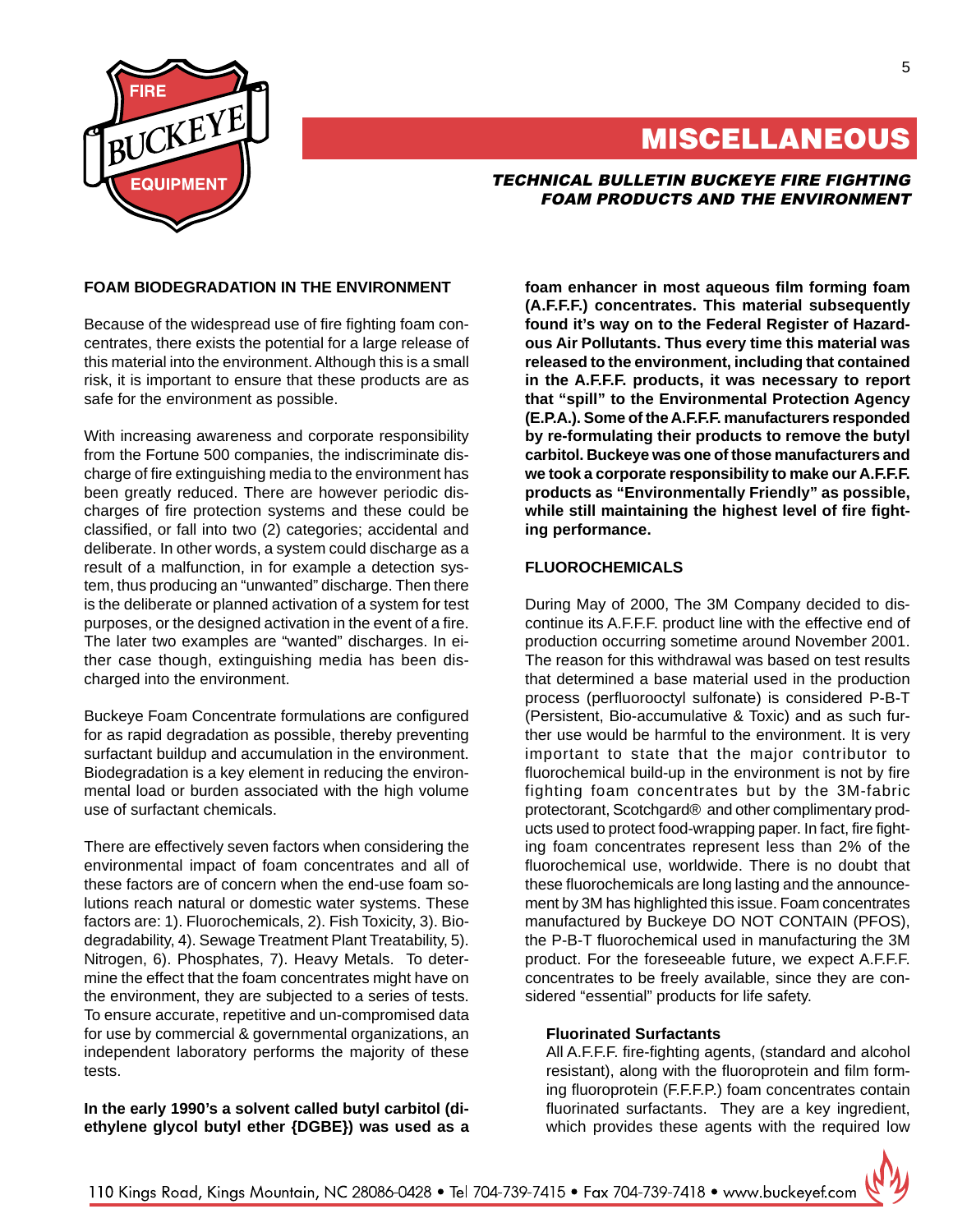# MISCELLANEOUS

***TECHNICAL BULLETIN BUCKEYE FIRE FIGHTING FOAM PRODUCTS AND THE ENVIRONMENT***

## FOAM BIODEGRADATION IN THE ENVIRONMENT

Because of the widespread use of fire fighting foam concentrates, there exists the potential for a large release of this material into the environment. Although this is a small risk, it is important to ensure that these products are as safe for the environment as possible.

With increasing awareness and corporate responsibility from the Fortune 500 companies, the indiscriminate discharge of fire extinguishing media to the environment has been greatly reduced. There are however periodic discharges of fire protection systems and these could be classified, or fall into two (2) categories; accidental and deliberate. In other words, a system could discharge as a result of a malfunction, in for example a detection system, thus producing an "unwanted" discharge. Then there is the deliberate or planned activation of a system for test purposes, or the designed activation in the event of a fire. The later two examples are "wanted" discharges. In either case though, extinguishing media has been discharged into the environment.

Buckeye Foam Concentrate formulations are configured for as rapid degradation as possible, thereby preventing surfactant buildup and accumulation in the environment. Biodegradation is a key element in reducing the environmental load or burden associated with the high volume use of surfactant chemicals.

There are effectively seven factors when considering the environmental impact of foam concentrates and all of these factors are of concern when the end-use foam solutions reach natural or domestic water systems. These factors are: 1). Fluorochemicals, 2). Fish Toxicity, 3). Biodegradability, 4). Sewage Treatment Plant Treatability, 5). Nitrogen, 6). Phosphates, 7). Heavy Metals. To determine the effect that the foam concentrates might have on the environment, they are subjected to a series of tests. To ensure accurate, repetitive and un-compromised data for use by commercial & governmental organizations, an independent laboratory performs the majority of these tests.

**In the early 1990's a solvent called butyl carbitol (diethylene glycol butyl ether {DGBE}) was used as a foam enhancer in most aqueous film forming foam (A.F.F.F.) concentrates. This material subsequently found it's way on to the Federal Register of Hazardous Air Pollutants. Thus every time this material was released to the environment, including that contained in the A.F.F.F. products, it was necessary to report that "spill" to the Environmental Protection Agency (E.P.A.). Some of the A.F.F.F. manufacturers responded by re-formulating their products to remove the butyl carbitol. Buckeye was one of those manufacturers and we took a corporate responsibility to make our A.F.F.F. products as "Environmentally Friendly" as possible, while still maintaining the highest level of fire fighting performance.**

## FLUOROCHEMICALS

During May of 2000, The 3M Company decided to discontinue its A.F.F.F. product line with the effective end of production occurring sometime around November 2001. The reason for this withdrawal was based on test results that determined a base material used in the production process (perfluorooctyl sulfonate) is considered P-B-T (Persistent, Bio-accumulative & Toxic) and as such further use would be harmful to the environment. It is very important to state that the major contributor to fluorochemical build-up in the environment is not by fire fighting foam concentrates but by the 3M-fabric protectorant, Scotchgard® and other complimentary products used to protect food-wrapping paper. In fact, fire fighting foam concentrates represent less than 2% of the fluorochemical use, worldwide. There is no doubt that these fluorochemicals are long lasting and the announcement by 3M has highlighted this issue. Foam concentrates manufactured by Buckeye DO NOT CONTAIN (PFOS), the P-B-T fluorochemical used in manufacturing the 3M product. For the foreseeable future, we expect A.F.F.F. concentrates to be freely available, since they are considered "essential" products for life safety.

### Fluorinated Surfactants

All A.F.F.F. fire-fighting agents, (standard and alcohol resistant), along with the fluoroprotein and film forming fluoroprotein (F.F.F.P.) foam concentrates contain fluorinated surfactants. They are a key ingredient, which provides these agents with the required low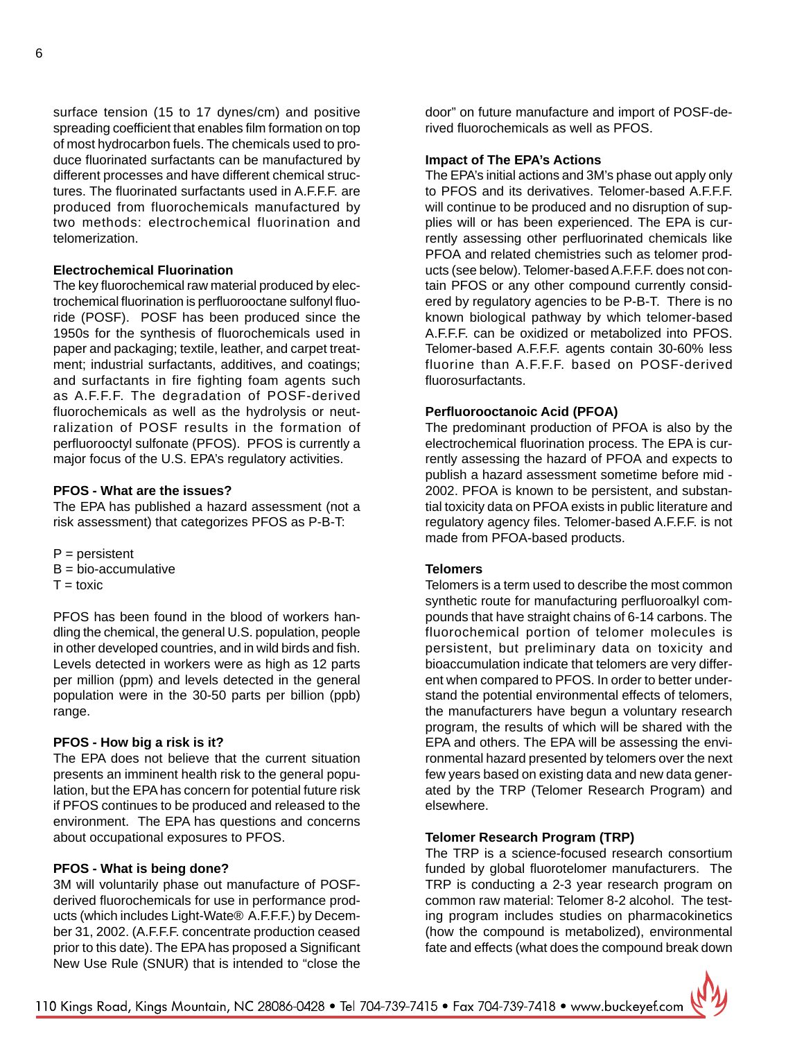surface tension (15 to 17 dynes/cm) and positive spreading coefficient that enables film formation on top of most hydrocarbon fuels. The chemicals used to produce fluorinated surfactants can be manufactured by different processes and have different chemical structures. The fluorinated surfactants used in A.F.F.F. are produced from fluorochemicals manufactured by two methods: electrochemical fluorination and telomerization.

**Electrochemical Fluorination**

The key fluorochemical raw material produced by electrochemical fluorination is perfluorooctane sulfonyl fluoride (POSF). POSF has been produced since the 1950s for the synthesis of fluorochemicals used in paper and packaging; textile, leather, and carpet treatment; industrial surfactants, additives, and coatings; and surfactants in fire fighting foam agents such as A.F.F.F. The degradation of POSF-derived fluorochemicals as well as the hydrolysis or neutralization of POSF results in the formation of perfluorooctyl sulfonate (PFOS). PFOS is currently a major focus of the U.S. EPA's regulatory activities.

**PFOS - What are the issues?**

The EPA has published a hazard assessment (not a risk assessment) that categorizes PFOS as P-B-T:

P = persistent
B = bio-accumulative
T = toxic

PFOS has been found in the blood of workers handling the chemical, the general U.S. population, people in other developed countries, and in wild birds and fish. Levels detected in workers were as high as 12 parts per million (ppm) and levels detected in the general population were in the 30-50 parts per billion (ppb) range.

**PFOS - How big a risk is it?**

The EPA does not believe that the current situation presents an imminent health risk to the general population, but the EPA has concern for potential future risk if PFOS continues to be produced and released to the environment. The EPA has questions and concerns about occupational exposures to PFOS.

**PFOS - What is being done?**

3M will voluntarily phase out manufacture of POSF-derived fluorochemicals for use in performance products (which includes Light-Water® A.F.F.F.) by December 31, 2002. (A.F.F.F. concentrate production ceased prior to this date). The EPA has proposed a Significant New Use Rule (SNUR) that is intended to "close the door" on future manufacture and import of POSF-derived fluorochemicals as well as PFOS.

**Impact of The EPA's Actions**

The EPA's initial actions and 3M's phase out apply only to PFOS and its derivatives. Telomer-based A.F.F.F. will continue to be produced and no disruption of supplies will or has been experienced. The EPA is currently assessing other perfluorinated chemicals like PFOA and related chemistries such as telomer products (see below). Telomer-based A.F.F.F. does not contain PFOS or any other compound currently considered by regulatory agencies to be P-B-T. There is no known biological pathway by which telomer-based A.F.F.F. can be oxidized or metabolized into PFOS. Telomer-based A.F.F.F. agents contain 30-60% less fluorine than A.F.F.F. based on POSF-derived fluorosurfactants.

**Perfluorooctanoic Acid (PFOA)**

The predominant production of PFOA is also by the electrochemical fluorination process. The EPA is currently assessing the hazard of PFOA and expects to publish a hazard assessment sometime before mid - 2002. PFOA is known to be persistent, and substantial toxicity data on PFOA exists in public literature and regulatory agency files. Telomer-based A.F.F.F. is not made from PFOA-based products.

**Telomers**

Telomers is a term used to describe the most common synthetic route for manufacturing perfluoroalkyl compounds that have straight chains of 6-14 carbons. The fluorochemical portion of telomer molecules is persistent, but preliminary data on toxicity and bioaccumulation indicate that telomers are very different when compared to PFOS. In order to better understand the potential environmental effects of telomers, the manufacturers have begun a voluntary research program, the results of which will be shared with the EPA and others. The EPA will be assessing the environmental hazard presented by telomers over the next few years based on existing data and new data generated by the TRP (Telomer Research Program) and elsewhere.

**Telomer Research Program (TRP)**

The TRP is a science-focused research consortium funded by global fluorotelomer manufacturers. The TRP is conducting a 2-3 year research program on common raw material: Telomer 8-2 alcohol. The testing program includes studies on pharmacokinetics (how the compound is metabolized), environmental fate and effects (what does the compound break down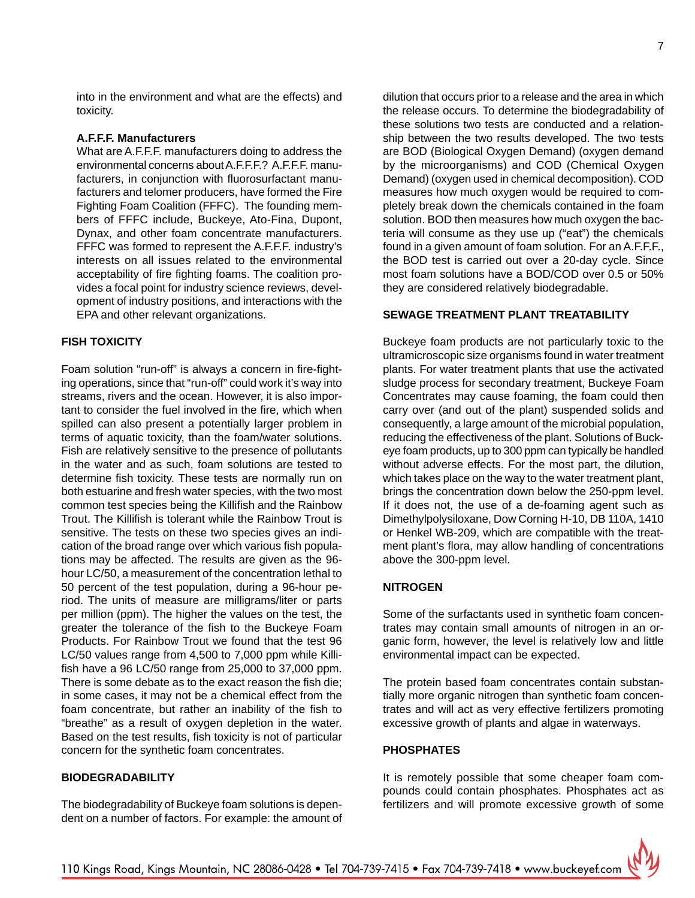into in the environment and what are the effects) and toxicity.

**A.F.F.F. Manufacturers**

What are A.F.F.F. manufacturers doing to address the environmental concerns about A.F.F.F.? A.F.F.F. manufacturers, in conjunction with fluorosurfactant manufacturers and telomer producers, have formed the Fire Fighting Foam Coalition (FFFC). The founding members of FFFC include, Buckeye, Ato-Fina, Dupont, Dynax, and other foam concentrate manufacturers. FFFC was formed to represent the A.F.F.F. industry's interests on all issues related to the environmental acceptability of fire fighting foams. The coalition provides a focal point for industry science reviews, development of industry positions, and interactions with the EPA and other relevant organizations.

## FISH TOXICITY

Foam solution "run-off" is always a concern in fire-fighting operations, since that "run-off" could work it's way into streams, rivers and the ocean. However, it is also important to consider the fuel involved in the fire, which when spilled can also present a potentially larger problem in terms of aquatic toxicity, than the foam/water solutions. Fish are relatively sensitive to the presence of pollutants in the water and as such, foam solutions are tested to determine fish toxicity. These tests are normally run on both estuarine and fresh water species, with the two most common test species being the Killifish and the Rainbow Trout. The Killifish is tolerant while the Rainbow Trout is sensitive. The tests on these two species gives an indication of the broad range over which various fish populations may be affected. The results are given as the 96-hour LC/50, a measurement of the concentration lethal to 50 percent of the test population, during a 96-hour period. The units of measure are milligrams/liter or parts per million (ppm). The higher the values on the test, the greater the tolerance of the fish to the Buckeye Foam Products. For Rainbow Trout we found that the test 96 LC/50 values range from 4,500 to 7,000 ppm while Killifish have a 96 LC/50 range from 25,000 to 37,000 ppm. There is some debate as to the exact reason the fish die; in some cases, it may not be a chemical effect from the foam concentrate, but rather an inability of the fish to "breathe" as a result of oxygen depletion in the water. Based on the test results, fish toxicity is not of particular concern for the synthetic foam concentrates.

## BIODEGRADABILITY

The biodegradability of Buckeye foam solutions is dependent on a number of factors. For example: the amount of dilution that occurs prior to a release and the area in which the release occurs. To determine the biodegradability of these solutions two tests are conducted and a relationship between the two results developed. The two tests are BOD (Biological Oxygen Demand) (oxygen demand by the microorganisms) and COD (Chemical Oxygen Demand) (oxygen used in chemical decomposition). COD measures how much oxygen would be required to completely break down the chemicals contained in the foam solution. BOD then measures how much oxygen the bacteria will consume as they use up ("eat") the chemicals found in a given amount of foam solution. For an A.F.F.F., the BOD test is carried out over a 20-day cycle. Since most foam solutions have a BOD/COD over 0.5 or 50% they are considered relatively biodegradable.

## SEWAGE TREATMENT PLANT TREATABILITY

Buckeye foam products are not particularly toxic to the ultramicroscopic size organisms found in water treatment plants. For water treatment plants that use the activated sludge process for secondary treatment, Buckeye Foam Concentrates may cause foaming, the foam could then carry over (and out of the plant) suspended solids and consequently, a large amount of the microbial population, reducing the effectiveness of the plant. Solutions of Buckeye foam products, up to 300 ppm can typically be handled without adverse effects. For the most part, the dilution, which takes place on the way to the water treatment plant, brings the concentration down below the 250-ppm level. If it does not, the use of a de-foaming agent such as Dimethylpolysiloxane, Dow Corning H-10, DB 110A, 1410 or Henkel WB-209, which are compatible with the treatment plant's flora, may allow handling of concentrations above the 300-ppm level.

## NITROGEN

Some of the surfactants used in synthetic foam concentrates may contain small amounts of nitrogen in an organic form, however, the level is relatively low and little environmental impact can be expected.

The protein based foam concentrates contain substantially more organic nitrogen than synthetic foam concentrates and will act as very effective fertilizers promoting excessive growth of plants and algae in waterways.

## PHOSPHATES

It is remotely possible that some cheaper foam compounds could contain phosphates. Phosphates act as fertilizers and will promote excessive growth of some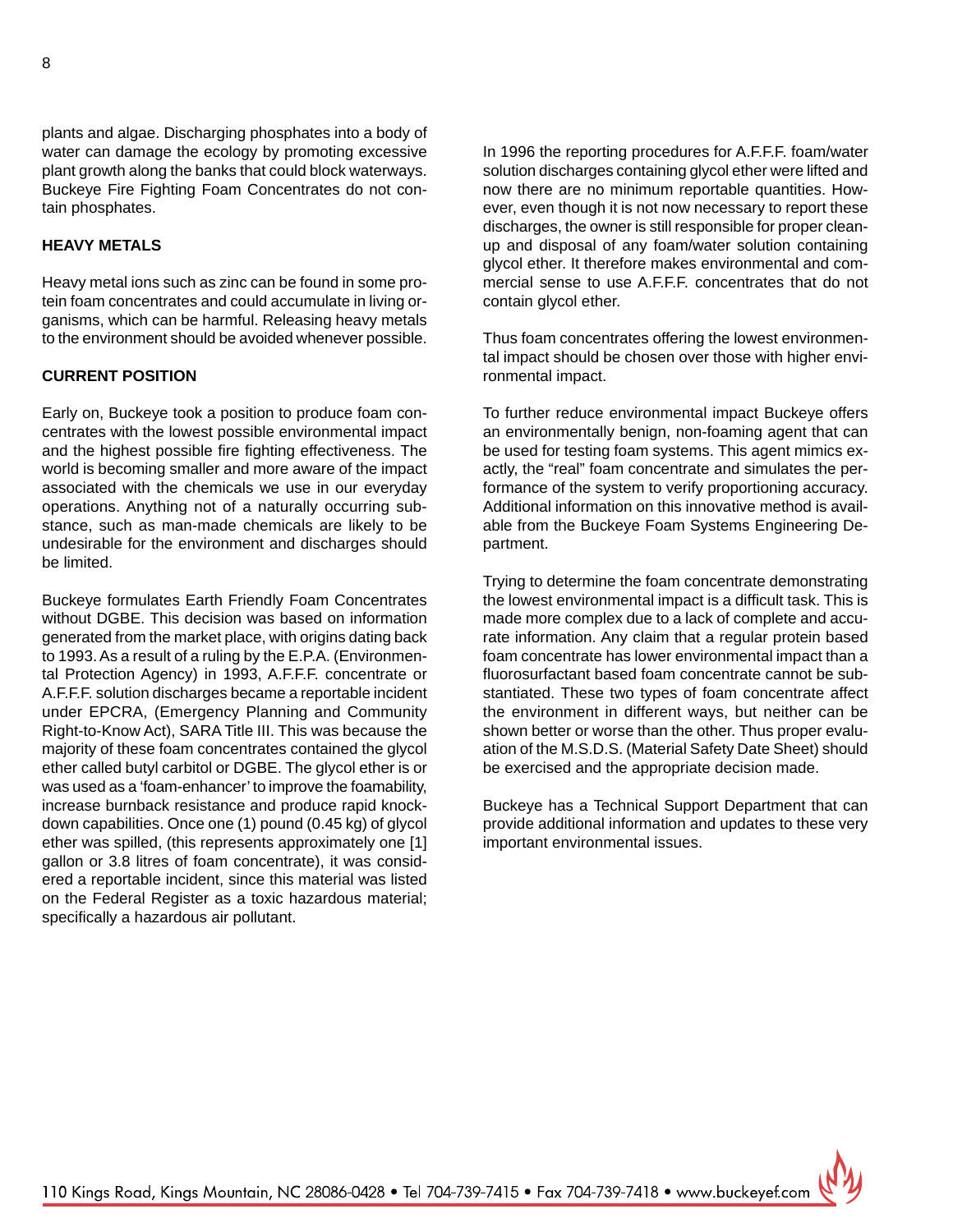plants and algae. Discharging phosphates into a body of water can damage the ecology by promoting excessive plant growth along the banks that could block waterways. Buckeye Fire Fighting Foam Concentrates do not contain phosphates.

**HEAVY METALS**

Heavy metal ions such as zinc can be found in some protein foam concentrates and could accumulate in living organisms, which can be harmful. Releasing heavy metals to the environment should be avoided whenever possible.

**CURRENT POSITION**

Early on, Buckeye took a position to produce foam concentrates with the lowest possible environmental impact and the highest possible fire fighting effectiveness. The world is becoming smaller and more aware of the impact associated with the chemicals we use in our everyday operations. Anything not of a naturally occurring substance, such as man-made chemicals are likely to be undesirable for the environment and discharges should be limited.

Buckeye formulates Earth Friendly Foam Concentrates without DGBE. This decision was based on information generated from the market place, with origins dating back to 1993. As a result of a ruling by the E.P.A. (Environmental Protection Agency) in 1993, A.F.F.F. concentrate or A.F.F.F. solution discharges became a reportable incident under EPCRA, (Emergency Planning and Community Right-to-Know Act), SARA Title III. This was because the majority of these foam concentrates contained the glycol ether called butyl carbitol or DGBE. The glycol ether is or was used as a 'foam-enhancer' to improve the foamability, increase burnback resistance and produce rapid knockdown capabilities. Once one (1) pound (0.45 kg) of glycol ether was spilled, (this represents approximately one [1] gallon or 3.8 litres of foam concentrate), it was considered a reportable incident, since this material was listed on the Federal Register as a toxic hazardous material; specifically a hazardous air pollutant.

In 1996 the reporting procedures for A.F.F.F. foam/water solution discharges containing glycol ether were lifted and now there are no minimum reportable quantities. However, even though it is not now necessary to report these discharges, the owner is still responsible for proper clean-up and disposal of any foam/water solution containing glycol ether. It therefore makes environmental and commercial sense to use A.F.F.F. concentrates that do not contain glycol ether.

Thus foam concentrates offering the lowest environmental impact should be chosen over those with higher environmental impact.

To further reduce environmental impact Buckeye offers an environmentally benign, non-foaming agent that can be used for testing foam systems. This agent mimics exactly, the "real" foam concentrate and simulates the performance of the system to verify proportioning accuracy. Additional information on this innovative method is available from the Buckeye Foam Systems Engineering Department.

Trying to determine the foam concentrate demonstrating the lowest environmental impact is a difficult task. This is made more complex due to a lack of complete and accurate information. Any claim that a regular protein based foam concentrate has lower environmental impact than a fluorosurfactant based foam concentrate cannot be substantiated. These two types of foam concentrate affect the environment in different ways, but neither can be shown better or worse than the other. Thus proper evaluation of the M.S.D.S. (Material Safety Date Sheet) should be exercised and the appropriate decision made.

Buckeye has a Technical Support Department that can provide additional information and updates to these very important environmental issues.